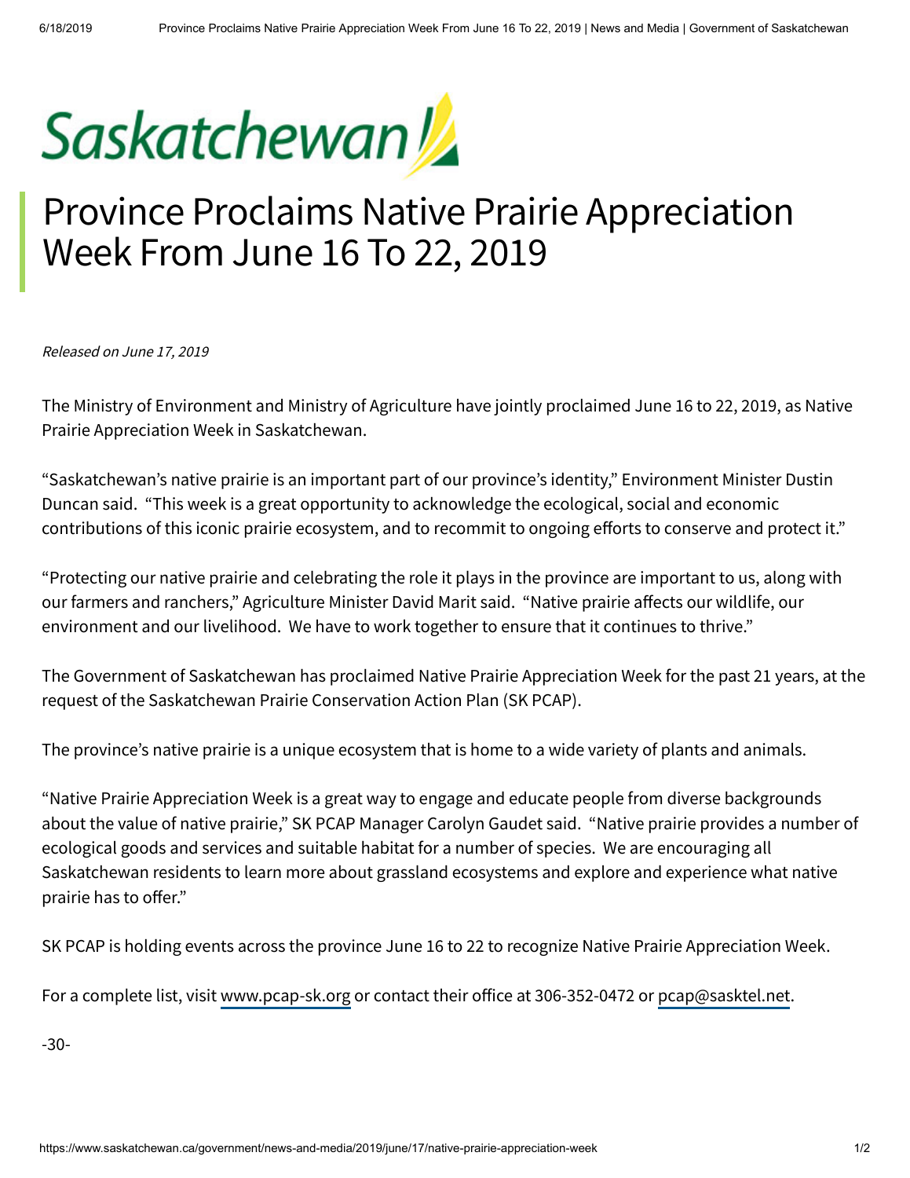Saskatchewan

# Province Proclaims Native Prairie Appreciation Week From June 16 To 22, 2019

*Released on June 17, 2019*

The Ministry of Environment and Ministry of Agriculture have jointly proclaimed June 16 to 22, 2019, as Native Prairie Appreciation Week in Saskatchewan.

"Saskatchewan's native prairie is an important part of our province's identity," Environment Minister Dustin Duncan said. "This week is a great opportunity to acknowledge the ecological, social and economic contributions of this iconic prairie ecosystem, and to recommit to ongoing efforts to conserve and protect it."

"Protecting our native prairie and celebrating the role it plays in the province are important to us, along with our farmers and ranchers," Agriculture Minister David Marit said. "Native prairie affects our wildlife, our environment and our livelihood. We have to work together to ensure that it continues to thrive."

The Government of Saskatchewan has proclaimed Native Prairie Appreciation Week for the past 21 years, at the request of the Saskatchewan Prairie Conservation Action Plan (SK PCAP).

The province's native prairie is a unique ecosystem that is home to a wide variety of plants and animals.

"Native Prairie Appreciation Week is a great way to engage and educate people from diverse backgrounds about the value of native prairie," SK PCAP Manager Carolyn Gaudet said. "Native prairie provides a number of ecological goods and services and suitable habitat for a number of species. We are encouraging all Saskatchewan residents to learn more about grassland ecosystems and explore and experience what native prairie has to offer."

SK PCAP is holding events across the province June 16 to 22 to recognize Native Prairie Appreciation Week.

For a complete list, visit www.pcap-sk.org or contact their office at 306-352-0472 or pcap@sasktel.net.

-30-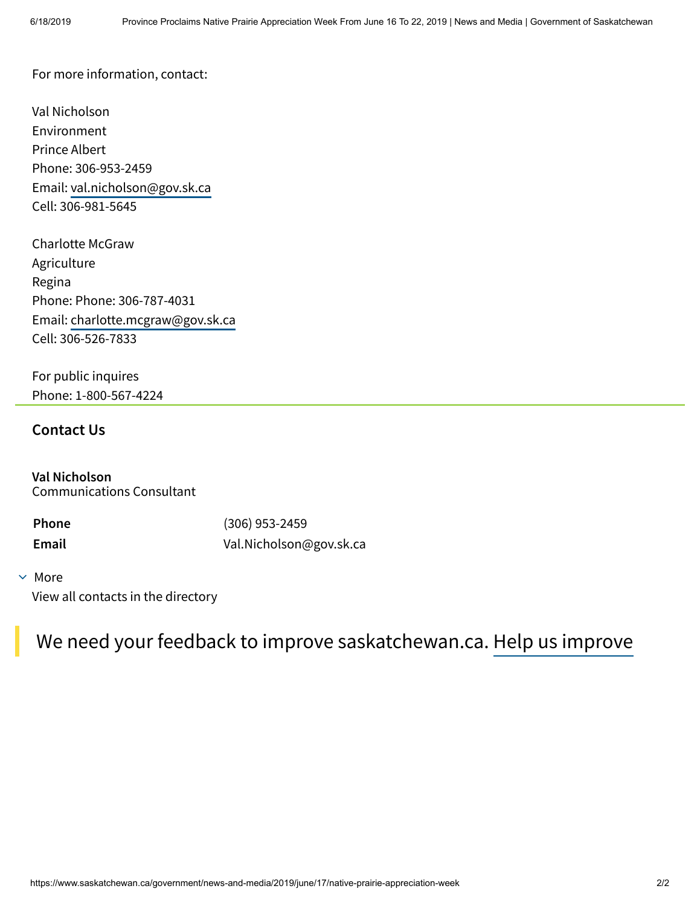For more information, contact:

Val Nicholson
Environment
Prince Albert
Phone: 306-953-2459
Email: val.nicholson@gov.sk.ca
Cell: 306-981-5645

Charlotte McGraw
Agriculture
Regina
Phone: Phone: 306-787-4031
Email: charlotte.mcgraw@gov.sk.ca
Cell: 306-526-7833

For public inquires
Phone: 1-800-567-4224

## Contact Us

**Val Nicholson**
Communications Consultant

| | |
|---|---|
| **Phone** | (306) 953-2459 |
| **Email** | Val.Nicholson@gov.sk.ca |

More
View all contacts in the directory

We need your feedback to improve saskatchewan.ca. Help us improve